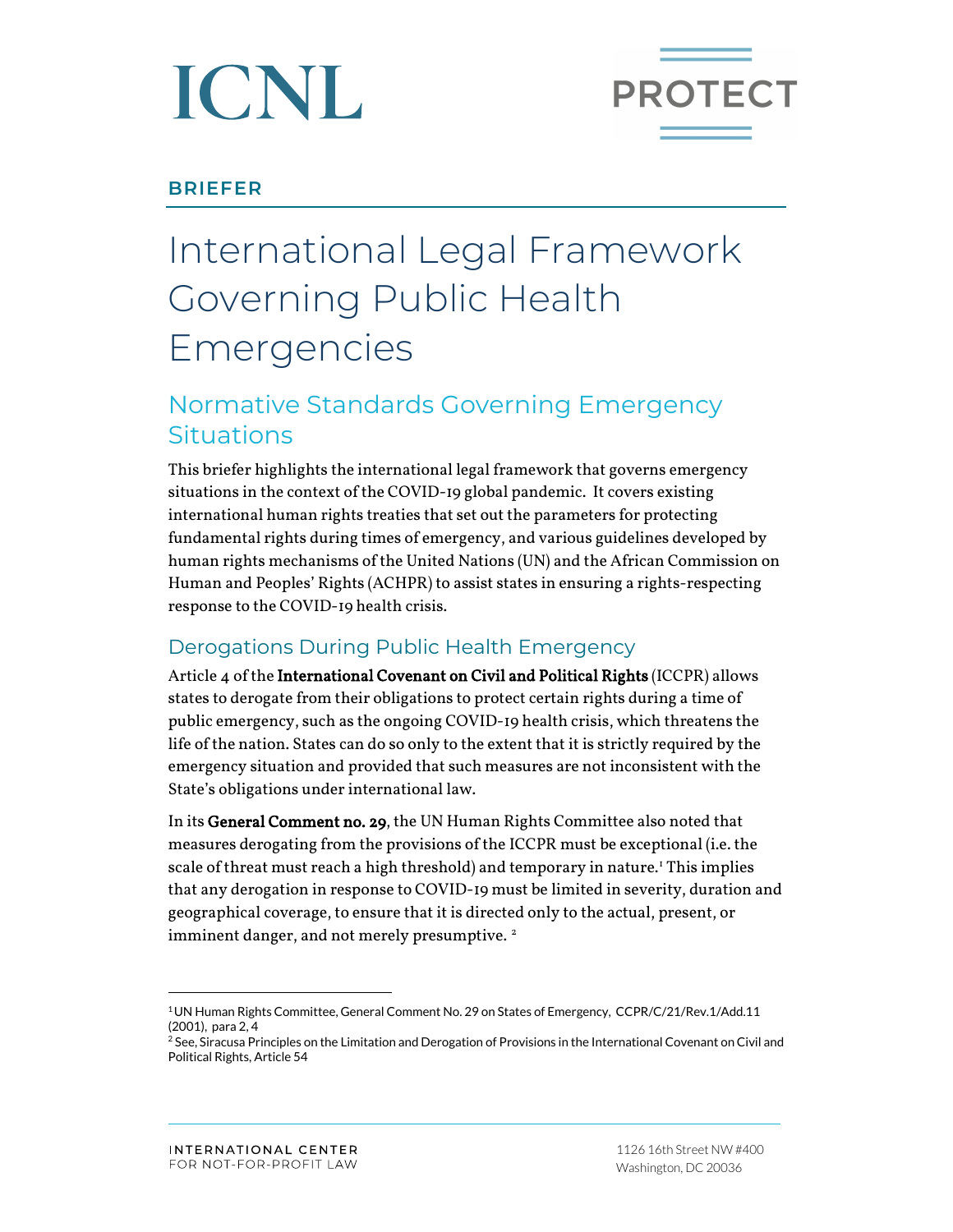ICNL

PROTECT

**BRIEFER**

# International Legal Framework Governing Public Health Emergencies

## Normative Standards Governing Emergency Situations

This briefer highlights the international legal framework that governs emergency situations in the context of the COVID-19 global pandemic. It covers existing international human rights treaties that set out the parameters for protecting fundamental rights during times of emergency, and various guidelines developed by human rights mechanisms of the United Nations (UN) and the African Commission on Human and Peoples' Rights (ACHPR) to assist states in ensuring a rights-respecting response to the COVID-19 health crisis.

### Derogations During Public Health Emergency

Article 4 of the **International Covenant on Civil and Political Rights** (ICCPR) allows states to derogate from their obligations to protect certain rights during a time of public emergency, such as the ongoing COVID-19 health crisis, which threatens the life of the nation. States can do so only to the extent that it is strictly required by the emergency situation and provided that such measures are not inconsistent with the State's obligations under international law.

In its **General Comment no. 29**, the UN Human Rights Committee also noted that measures derogating from the provisions of the ICCPR must be exceptional (i.e. the scale of threat must reach a high threshold) and temporary in nature.[1] This implies that any derogation in response to COVID-19 must be limited in severity, duration and geographical coverage, to ensure that it is directed only to the actual, present, or imminent danger, and not merely presumptive. [2]

---

[1] UN Human Rights Committee, General Comment No. 29 on States of Emergency, CCPR/C/21/Rev.1/Add.11 (2001), para 2, 4

[2] See, Siracusa Principles on the Limitation and Derogation of Provisions in the International Covenant on Civil and Political Rights, Article 54

INTERNATIONAL CENTER FOR NOT-FOR-PROFIT LAW

1126 16th Street NW #400
Washington, DC 20036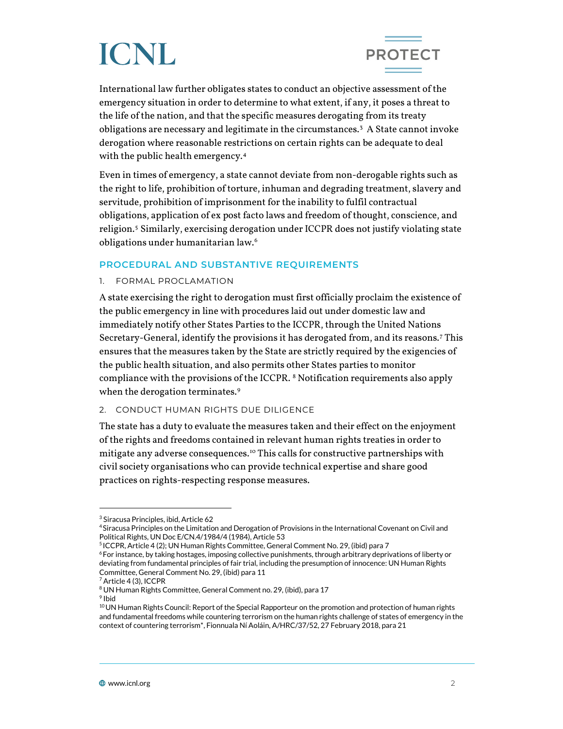International law further obligates states to conduct an objective assessment of the emergency situation in order to determine to what extent, if any, it poses a threat to the life of the nation, and that the specific measures derogating from its treaty obligations are necessary and legitimate in the circumstances.[3] A State cannot invoke derogation where reasonable restrictions on certain rights can be adequate to deal with the public health emergency.[4]

Even in times of emergency, a state cannot deviate from non-derogable rights such as the right to life, prohibition of torture, inhuman and degrading treatment, slavery and servitude, prohibition of imprisonment for the inability to fulfil contractual obligations, application of ex post facto laws and freedom of thought, conscience, and religion.[5] Similarly, exercising derogation under ICCPR does not justify violating state obligations under humanitarian law.[6]

## PROCEDURAL AND SUBSTANTIVE REQUIREMENTS

### 1. FORMAL PROCLAMATION

A state exercising the right to derogation must first officially proclaim the existence of the public emergency in line with procedures laid out under domestic law and immediately notify other States Parties to the ICCPR, through the United Nations Secretary-General, identify the provisions it has derogated from, and its reasons.[7] This ensures that the measures taken by the State are strictly required by the exigencies of the public health situation, and also permits other States parties to monitor compliance with the provisions of the ICCPR. [8] Notification requirements also apply when the derogation terminates.[9]

### 2. CONDUCT HUMAN RIGHTS DUE DILIGENCE

The state has a duty to evaluate the measures taken and their effect on the enjoyment of the rights and freedoms contained in relevant human rights treaties in order to mitigate any adverse consequences.[10] This calls for constructive partnerships with civil society organisations who can provide technical expertise and share good practices on rights-respecting response measures.

---

[3] Siracusa Principles, ibid, Article 62

[4] Siracusa Principles on the Limitation and Derogation of Provisions in the International Covenant on Civil and Political Rights, UN Doc E/CN.4/1984/4 (1984), Article 53

[5] ICCPR, Article 4 (2); UN Human Rights Committee, General Comment No. 29, (ibid) para 7

[6] For instance, by taking hostages, imposing collective punishments, through arbitrary deprivations of liberty or deviating from fundamental principles of fair trial, including the presumption of innocence: UN Human Rights Committee, General Comment No. 29, (ibid) para 11

[7] Article 4 (3), ICCPR

[8] UN Human Rights Committee, General Comment no. 29, (ibid), para 17

[9] Ibid

[10] UN Human Rights Council: Report of the Special Rapporteur on the promotion and protection of human rights and fundamental freedoms while countering terrorism on the human rights challenge of states of emergency in the context of countering terrorism*, Fionnuala Ní Aoláin, A/HRC/37/52, 27 February 2018, para 21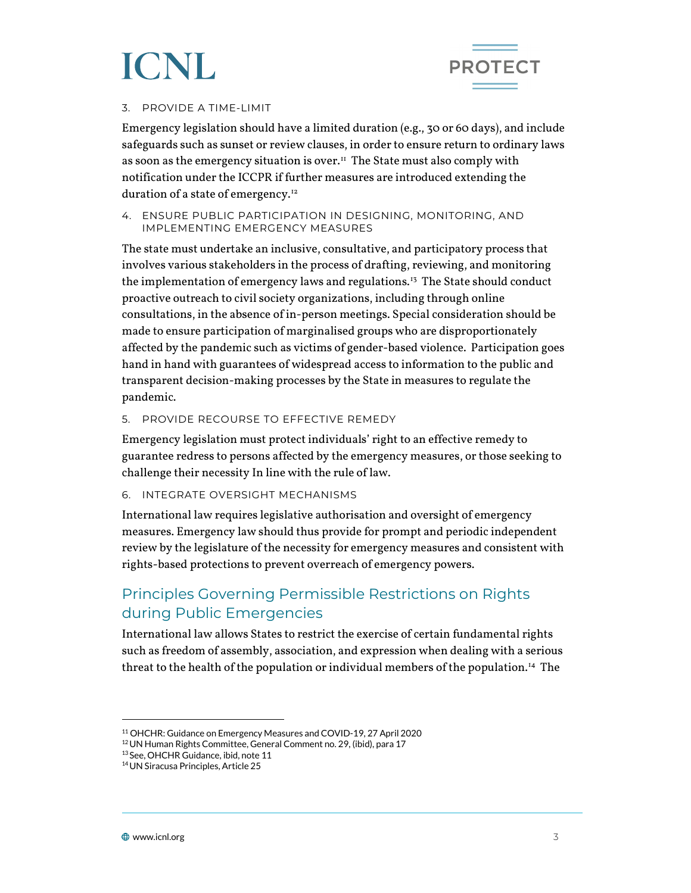### 3. PROVIDE A TIME-LIMIT

Emergency legislation should have a limited duration (e.g., 30 or 60 days), and include safeguards such as sunset or review clauses, in order to ensure return to ordinary laws as soon as the emergency situation is over.[11] The State must also comply with notification under the ICCPR if further measures are introduced extending the duration of a state of emergency.[12]

### 4. ENSURE PUBLIC PARTICIPATION IN DESIGNING, MONITORING, AND IMPLEMENTING EMERGENCY MEASURES

The state must undertake an inclusive, consultative, and participatory process that involves various stakeholders in the process of drafting, reviewing, and monitoring the implementation of emergency laws and regulations.[13] The State should conduct proactive outreach to civil society organizations, including through online consultations, in the absence of in-person meetings. Special consideration should be made to ensure participation of marginalised groups who are disproportionately affected by the pandemic such as victims of gender-based violence. Participation goes hand in hand with guarantees of widespread access to information to the public and transparent decision-making processes by the State in measures to regulate the pandemic.

### 5. PROVIDE RECOURSE TO EFFECTIVE REMEDY

Emergency legislation must protect individuals' right to an effective remedy to guarantee redress to persons affected by the emergency measures, or those seeking to challenge their necessity In line with the rule of law.

### 6. INTEGRATE OVERSIGHT MECHANISMS

International law requires legislative authorisation and oversight of emergency measures. Emergency law should thus provide for prompt and periodic independent review by the legislature of the necessity for emergency measures and consistent with rights-based protections to prevent overreach of emergency powers.

## Principles Governing Permissible Restrictions on Rights during Public Emergencies

International law allows States to restrict the exercise of certain fundamental rights such as freedom of assembly, association, and expression when dealing with a serious threat to the health of the population or individual members of the population.[14] The

---

[11] OHCHR: Guidance on Emergency Measures and COVID-19, 27 April 2020

[12] UN Human Rights Committee, General Comment no. 29, (ibid), para 17

[13] See, OHCHR Guidance, ibid, note 11

[14] UN Siracusa Principles, Article 25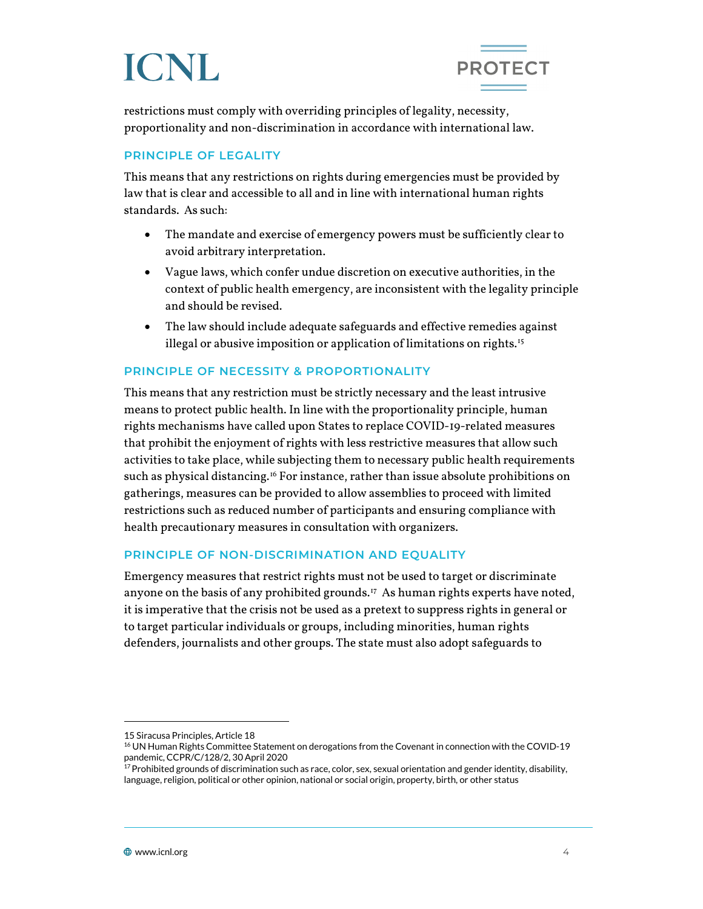restrictions must comply with overriding principles of legality, necessity, proportionality and non-discrimination in accordance with international law.

### PRINCIPLE OF LEGALITY

This means that any restrictions on rights during emergencies must be provided by law that is clear and accessible to all and in line with international human rights standards. As such:

- The mandate and exercise of emergency powers must be sufficiently clear to avoid arbitrary interpretation.
- Vague laws, which confer undue discretion on executive authorities, in the context of public health emergency, are inconsistent with the legality principle and should be revised.
- The law should include adequate safeguards and effective remedies against illegal or abusive imposition or application of limitations on rights.[15]

### PRINCIPLE OF NECESSITY & PROPORTIONALITY

This means that any restriction must be strictly necessary and the least intrusive means to protect public health. In line with the proportionality principle, human rights mechanisms have called upon States to replace COVID-19-related measures that prohibit the enjoyment of rights with less restrictive measures that allow such activities to take place, while subjecting them to necessary public health requirements such as physical distancing.[16] For instance, rather than issue absolute prohibitions on gatherings, measures can be provided to allow assemblies to proceed with limited restrictions such as reduced number of participants and ensuring compliance with health precautionary measures in consultation with organizers.

### PRINCIPLE OF NON-DISCRIMINATION AND EQUALITY

Emergency measures that restrict rights must not be used to target or discriminate anyone on the basis of any prohibited grounds.[17] As human rights experts have noted, it is imperative that the crisis not be used as a pretext to suppress rights in general or to target particular individuals or groups, including minorities, human rights defenders, journalists and other groups. The state must also adopt safeguards to

---

15 Siracusa Principles, Article 18

16 UN Human Rights Committee Statement on derogations from the Covenant in connection with the COVID-19 pandemic, CCPR/C/128/2, 30 April 2020

17 Prohibited grounds of discrimination such as race, color, sex, sexual orientation and gender identity, disability, language, religion, political or other opinion, national or social origin, property, birth, or other status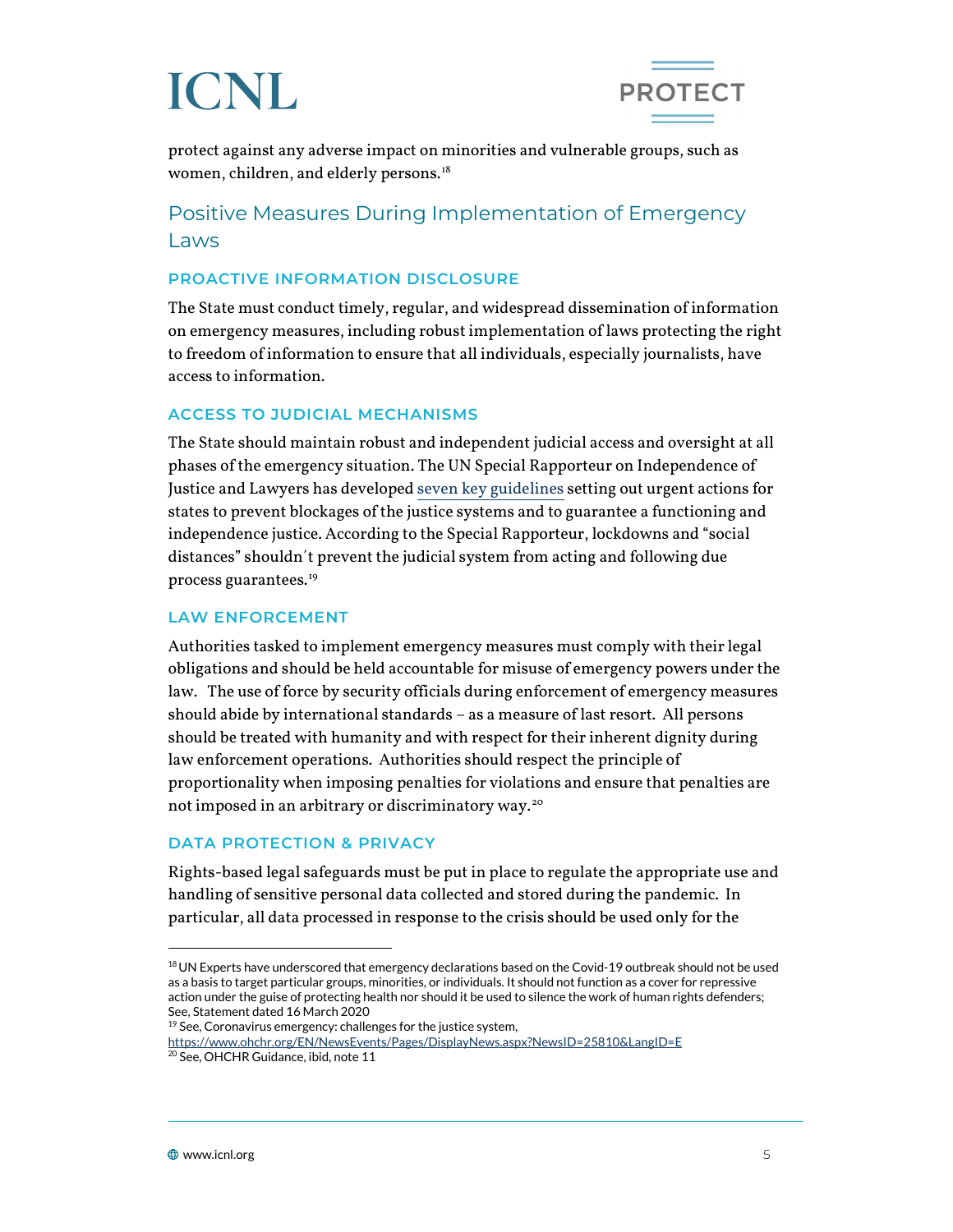protect against any adverse impact on minorities and vulnerable groups, such as women, children, and elderly persons.[18]

## Positive Measures During Implementation of Emergency Laws

### PROACTIVE INFORMATION DISCLOSURE

The State must conduct timely, regular, and widespread dissemination of information on emergency measures, including robust implementation of laws protecting the right to freedom of information to ensure that all individuals, especially journalists, have access to information.

### ACCESS TO JUDICIAL MECHANISMS

The State should maintain robust and independent judicial access and oversight at all phases of the emergency situation. The UN Special Rapporteur on Independence of Justice and Lawyers has developed seven key guidelines setting out urgent actions for states to prevent blockages of the justice systems and to guarantee a functioning and independence justice. According to the Special Rapporteur, lockdowns and "social distances" shouldn´t prevent the judicial system from acting and following due process guarantees.[19]

### LAW ENFORCEMENT

Authorities tasked to implement emergency measures must comply with their legal obligations and should be held accountable for misuse of emergency powers under the law. The use of force by security officials during enforcement of emergency measures should abide by international standards – as a measure of last resort. All persons should be treated with humanity and with respect for their inherent dignity during law enforcement operations. Authorities should respect the principle of proportionality when imposing penalties for violations and ensure that penalties are not imposed in an arbitrary or discriminatory way.[20]

### DATA PROTECTION & PRIVACY

Rights-based legal safeguards must be put in place to regulate the appropriate use and handling of sensitive personal data collected and stored during the pandemic. In particular, all data processed in response to the crisis should be used only for the

---

[18] UN Experts have underscored that emergency declarations based on the Covid-19 outbreak should not be used as a basis to target particular groups, minorities, or individuals. It should not function as a cover for repressive action under the guise of protecting health nor should it be used to silence the work of human rights defenders; See, Statement dated 16 March 2020

[19] See, Coronavirus emergency: challenges for the justice system, https://www.ohchr.org/EN/NewsEvents/Pages/DisplayNews.aspx?NewsID=25810&LangID=E

[20] See, OHCHR Guidance, ibid, note 11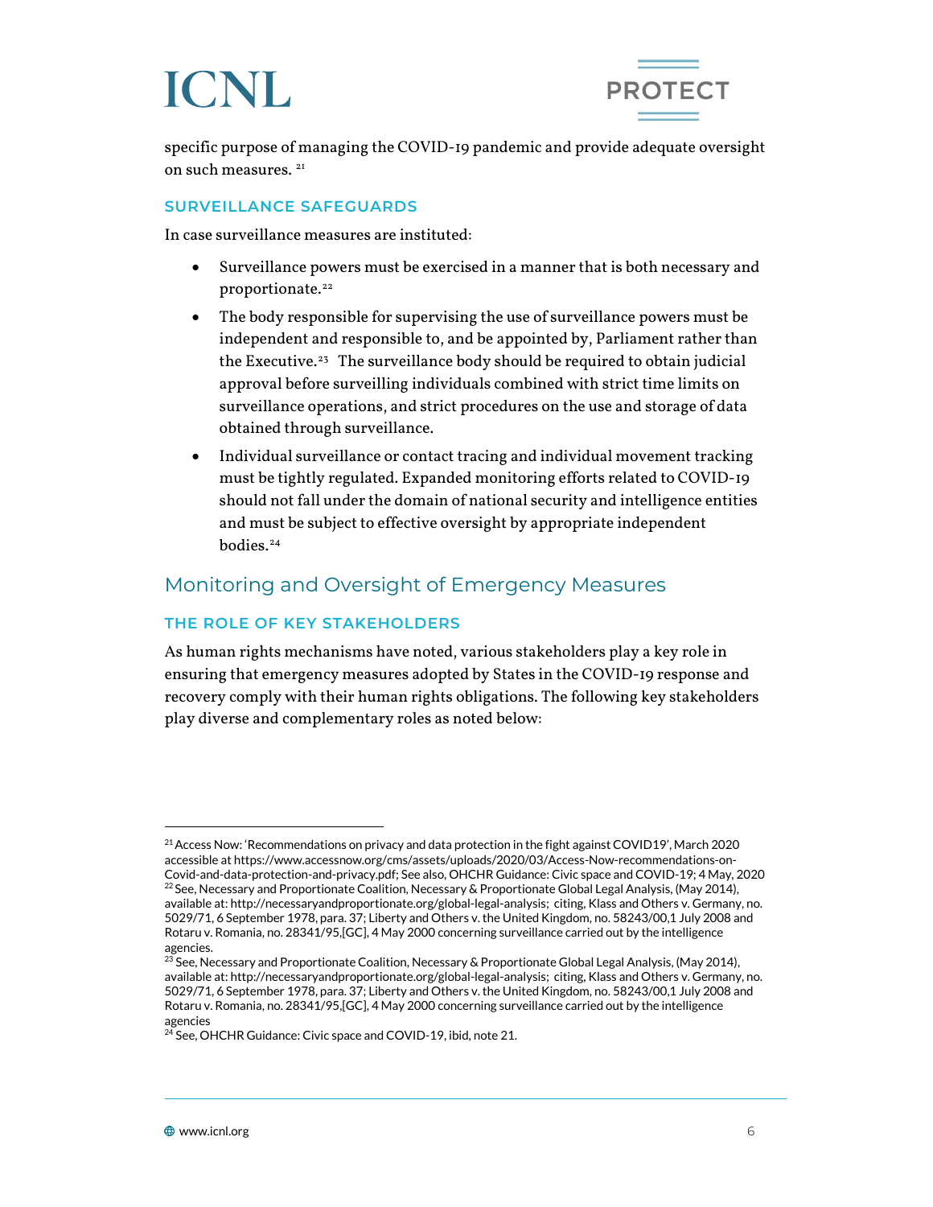specific purpose of managing the COVID-19 pandemic and provide adequate oversight on such measures. [21]

### SURVEILLANCE SAFEGUARDS

In case surveillance measures are instituted:

- Surveillance powers must be exercised in a manner that is both necessary and proportionate.[22]
- The body responsible for supervising the use of surveillance powers must be independent and responsible to, and be appointed by, Parliament rather than the Executive.[23] The surveillance body should be required to obtain judicial approval before surveilling individuals combined with strict time limits on surveillance operations, and strict procedures on the use and storage of data obtained through surveillance.
- Individual surveillance or contact tracing and individual movement tracking must be tightly regulated. Expanded monitoring efforts related to COVID-19 should not fall under the domain of national security and intelligence entities and must be subject to effective oversight by appropriate independent bodies.[24]

## Monitoring and Oversight of Emergency Measures

### THE ROLE OF KEY STAKEHOLDERS

As human rights mechanisms have noted, various stakeholders play a key role in ensuring that emergency measures adopted by States in the COVID-19 response and recovery comply with their human rights obligations. The following key stakeholders play diverse and complementary roles as noted below:

---

[21] Access Now: 'Recommendations on privacy and data protection in the fight against COVID19', March 2020 accessible at https://www.accessnow.org/cms/assets/uploads/2020/03/Access-Now-recommendations-on-Covid-and-data-protection-and-privacy.pdf; See also, OHCHR Guidance: Civic space and COVID-19; 4 May, 2020

[22] See, Necessary and Proportionate Coalition, Necessary & Proportionate Global Legal Analysis, (May 2014), available at: http://necessaryandproportionate.org/global-legal-analysis; citing, Klass and Others v. Germany, no. 5029/71, 6 September 1978, para. 37; Liberty and Others v. the United Kingdom, no. 58243/00,1 July 2008 and Rotaru v. Romania, no. 28341/95,[GC], 4 May 2000 concerning surveillance carried out by the intelligence agencies.

[23] See, Necessary and Proportionate Coalition, Necessary & Proportionate Global Legal Analysis, (May 2014), available at: http://necessaryandproportionate.org/global-legal-analysis; citing, Klass and Others v. Germany, no. 5029/71, 6 September 1978, para. 37; Liberty and Others v. the United Kingdom, no. 58243/00,1 July 2008 and Rotaru v. Romania, no. 28341/95,[GC], 4 May 2000 concerning surveillance carried out by the intelligence agencies

[24] See, OHCHR Guidance: Civic space and COVID-19, ibid, note 21.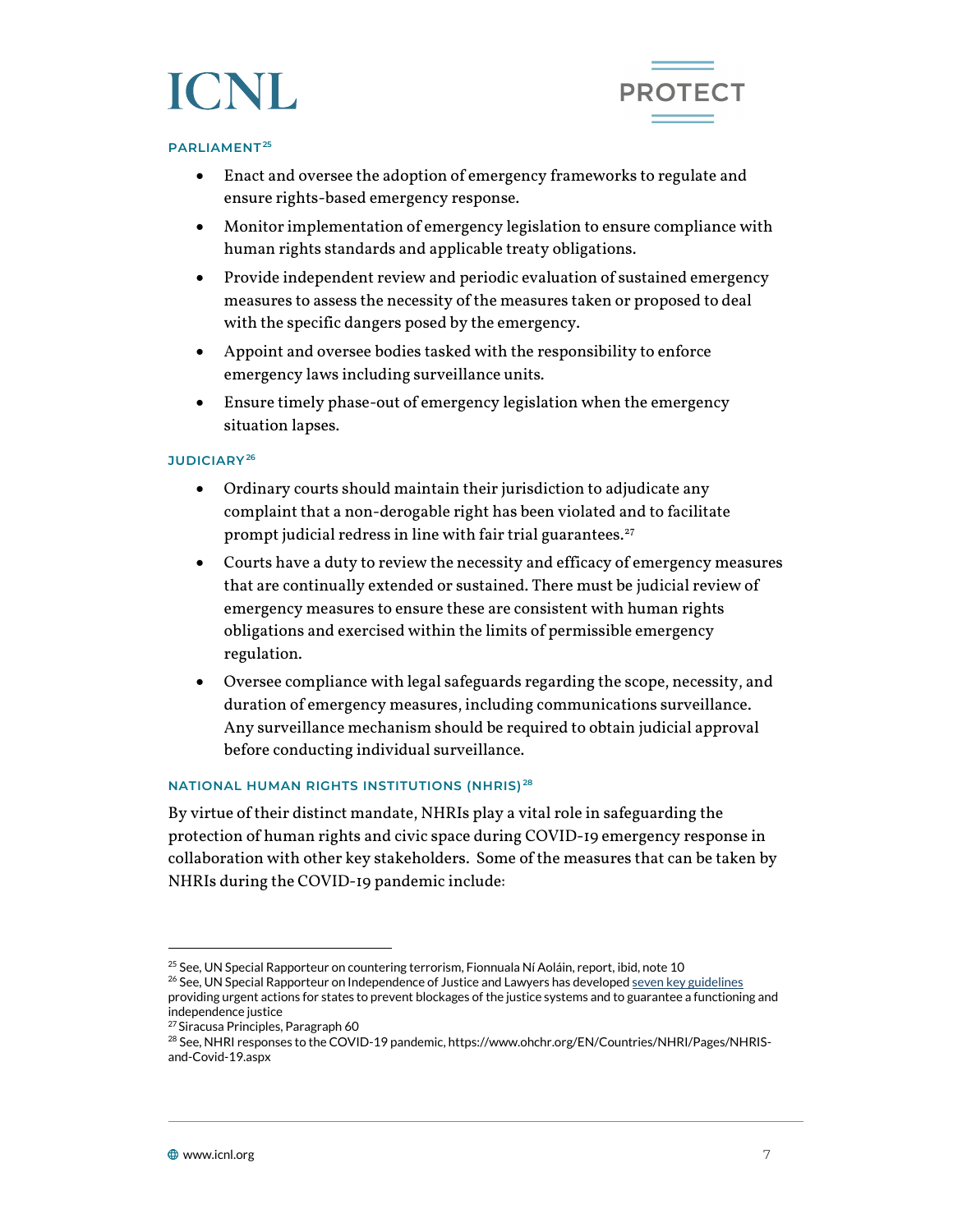#### PARLIAMENT[25]

- Enact and oversee the adoption of emergency frameworks to regulate and ensure rights-based emergency response.
- Monitor implementation of emergency legislation to ensure compliance with human rights standards and applicable treaty obligations.
- Provide independent review and periodic evaluation of sustained emergency measures to assess the necessity of the measures taken or proposed to deal with the specific dangers posed by the emergency.
- Appoint and oversee bodies tasked with the responsibility to enforce emergency laws including surveillance units.
- Ensure timely phase-out of emergency legislation when the emergency situation lapses.

#### JUDICIARY[26]

- Ordinary courts should maintain their jurisdiction to adjudicate any complaint that a non-derogable right has been violated and to facilitate prompt judicial redress in line with fair trial guarantees.[27]
- Courts have a duty to review the necessity and efficacy of emergency measures that are continually extended or sustained. There must be judicial review of emergency measures to ensure these are consistent with human rights obligations and exercised within the limits of permissible emergency regulation.
- Oversee compliance with legal safeguards regarding the scope, necessity, and duration of emergency measures, including communications surveillance. Any surveillance mechanism should be required to obtain judicial approval before conducting individual surveillance.

#### NATIONAL HUMAN RIGHTS INSTITUTIONS (NHRIS)[28]

By virtue of their distinct mandate, NHRIs play a vital role in safeguarding the protection of human rights and civic space during COVID-19 emergency response in collaboration with other key stakeholders. Some of the measures that can be taken by NHRIs during the COVID-19 pandemic include:

---

[25] See, UN Special Rapporteur on countering terrorism, Fionnuala Ní Aoláin, report, ibid, note 10

[26] See, UN Special Rapporteur on Independence of Justice and Lawyers has developed seven key guidelines providing urgent actions for states to prevent blockages of the justice systems and to guarantee a functioning and independence justice

[27] Siracusa Principles, Paragraph 60

[28] See, NHRI responses to the COVID-19 pandemic, https://www.ohchr.org/EN/Countries/NHRI/Pages/NHRIS-and-Covid-19.aspx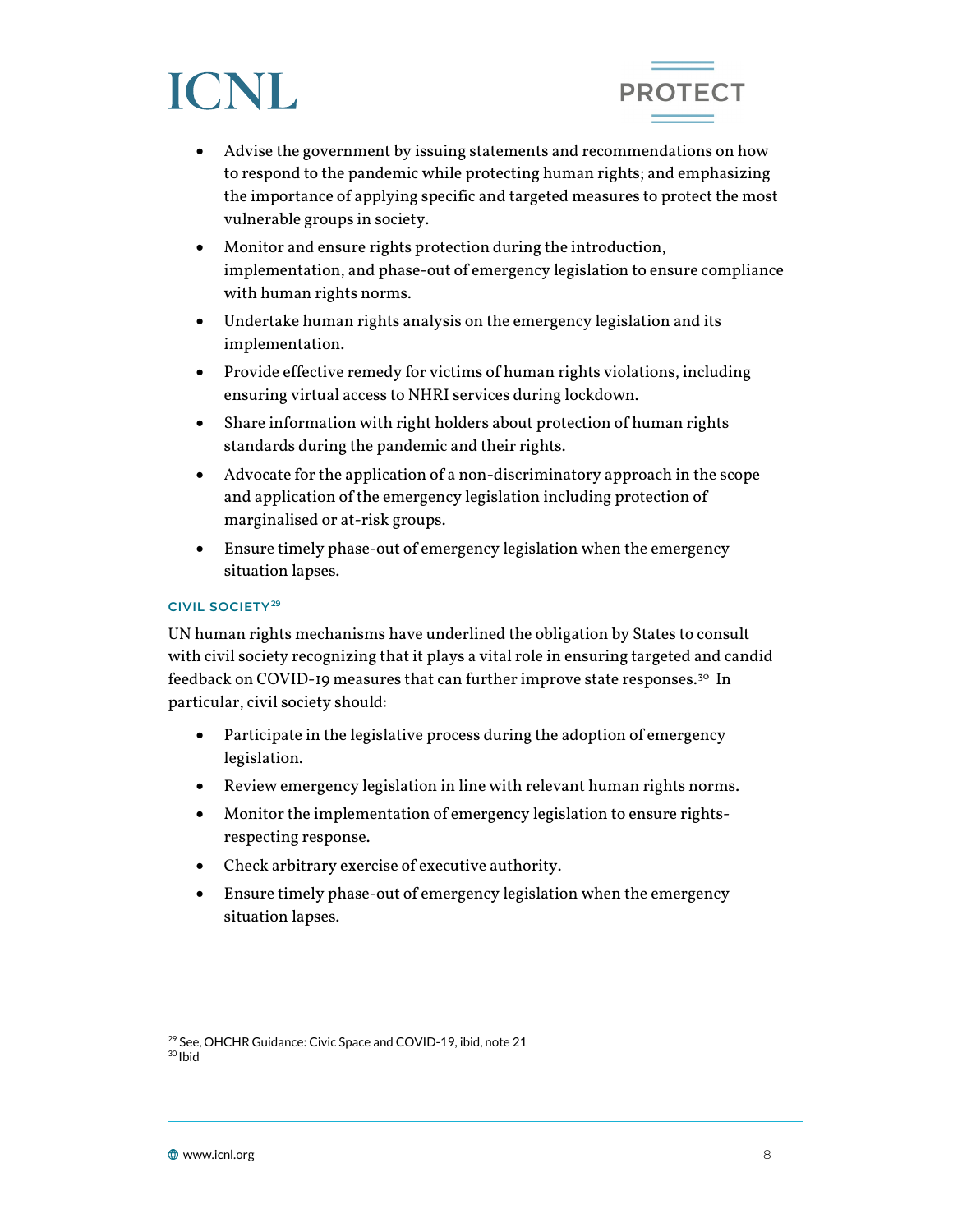- Advise the government by issuing statements and recommendations on how to respond to the pandemic while protecting human rights; and emphasizing the importance of applying specific and targeted measures to protect the most vulnerable groups in society.
- Monitor and ensure rights protection during the introduction, implementation, and phase-out of emergency legislation to ensure compliance with human rights norms.
- Undertake human rights analysis on the emergency legislation and its implementation.
- Provide effective remedy for victims of human rights violations, including ensuring virtual access to NHRI services during lockdown.
- Share information with right holders about protection of human rights standards during the pandemic and their rights.
- Advocate for the application of a non-discriminatory approach in the scope and application of the emergency legislation including protection of marginalised or at-risk groups.
- Ensure timely phase-out of emergency legislation when the emergency situation lapses.

### CIVIL SOCIETY[29]

UN human rights mechanisms have underlined the obligation by States to consult with civil society recognizing that it plays a vital role in ensuring targeted and candid feedback on COVID-19 measures that can further improve state responses.[30] In particular, civil society should:

- Participate in the legislative process during the adoption of emergency legislation.
- Review emergency legislation in line with relevant human rights norms.
- Monitor the implementation of emergency legislation to ensure rights-respecting response.
- Check arbitrary exercise of executive authority.
- Ensure timely phase-out of emergency legislation when the emergency situation lapses.

---

[29] See, OHCHR Guidance: Civic Space and COVID-19, ibid, note 21
[30] Ibid